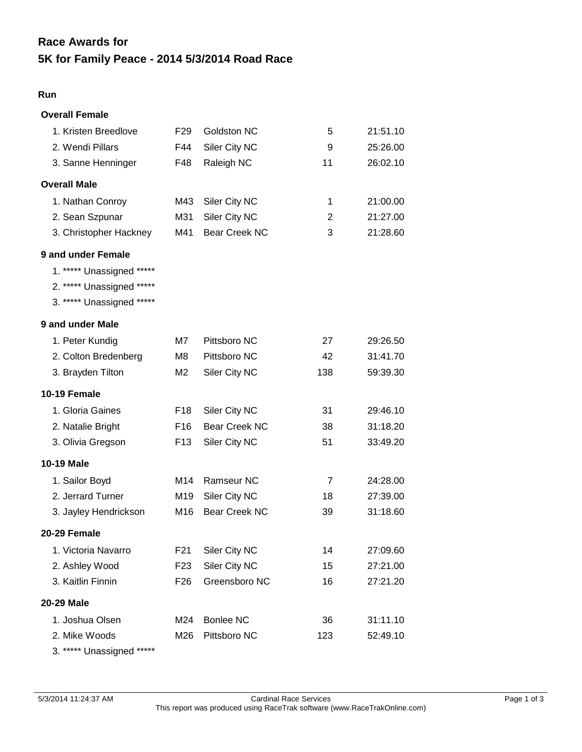# Race Awards for
# 5K for Family Peace - 2014 5/3/2014 Road Race

**Run**

### Overall Female

| Place | Name | Age | City | Overall | Time |
|---|---|---|---|---|---|
| 1. | Kristen Breedlove | F29 | Goldston NC | 5 | 21:51.10 |
| 2. | Wendi Pillars | F44 | Siler City NC | 9 | 25:26.00 |
| 3. | Sanne Henninger | F48 | Raleigh NC | 11 | 26:02.10 |

### Overall Male

| Place | Name | Age | City | Overall | Time |
|---|---|---|---|---|---|
| 1. | Nathan Conroy | M43 | Siler City NC | 1 | 21:00.00 |
| 2. | Sean Szpunar | M31 | Siler City NC | 2 | 21:27.00 |
| 3. | Christopher Hackney | M41 | Bear Creek NC | 3 | 21:28.60 |

### 9 and under Female

1. ***** Unassigned *****
2. ***** Unassigned *****
3. ***** Unassigned *****

### 9 and under Male

| Place | Name | Age | City | Overall | Time |
|---|---|---|---|---|---|
| 1. | Peter Kundig | M7 | Pittsboro NC | 27 | 29:26.50 |
| 2. | Colton Bredenberg | M8 | Pittsboro NC | 42 | 31:41.70 |
| 3. | Brayden Tilton | M2 | Siler City NC | 138 | 59:39.30 |

### 10-19 Female

| Place | Name | Age | City | Overall | Time |
|---|---|---|---|---|---|
| 1. | Gloria Gaines | F18 | Siler City NC | 31 | 29:46.10 |
| 2. | Natalie Bright | F16 | Bear Creek NC | 38 | 31:18.20 |
| 3. | Olivia Gregson | F13 | Siler City NC | 51 | 33:49.20 |

### 10-19 Male

| Place | Name | Age | City | Overall | Time |
|---|---|---|---|---|---|
| 1. | Sailor Boyd | M14 | Ramseur NC | 7 | 24:28.00 |
| 2. | Jerrard Turner | M19 | Siler City NC | 18 | 27:39.00 |
| 3. | Jayley Hendrickson | M16 | Bear Creek NC | 39 | 31:18.60 |

### 20-29 Female

| Place | Name | Age | City | Overall | Time |
|---|---|---|---|---|---|
| 1. | Victoria Navarro | F21 | Siler City NC | 14 | 27:09.60 |
| 2. | Ashley Wood | F23 | Siler City NC | 15 | 27:21.00 |
| 3. | Kaitlin Finnin | F26 | Greensboro NC | 16 | 27:21.20 |

### 20-29 Male

| Place | Name | Age | City | Overall | Time |
|---|---|---|---|---|---|
| 1. | Joshua Olsen | M24 | Bonlee NC | 36 | 31:11.10 |
| 2. | Mike Woods | M26 | Pittsboro NC | 123 | 52:49.10 |
| 3. | ***** Unassigned ***** | | | | |

5/3/2014 11:24:37 AM — Cardinal Race Services — This report was produced using RaceTrak software (www.RaceTrakOnline.com)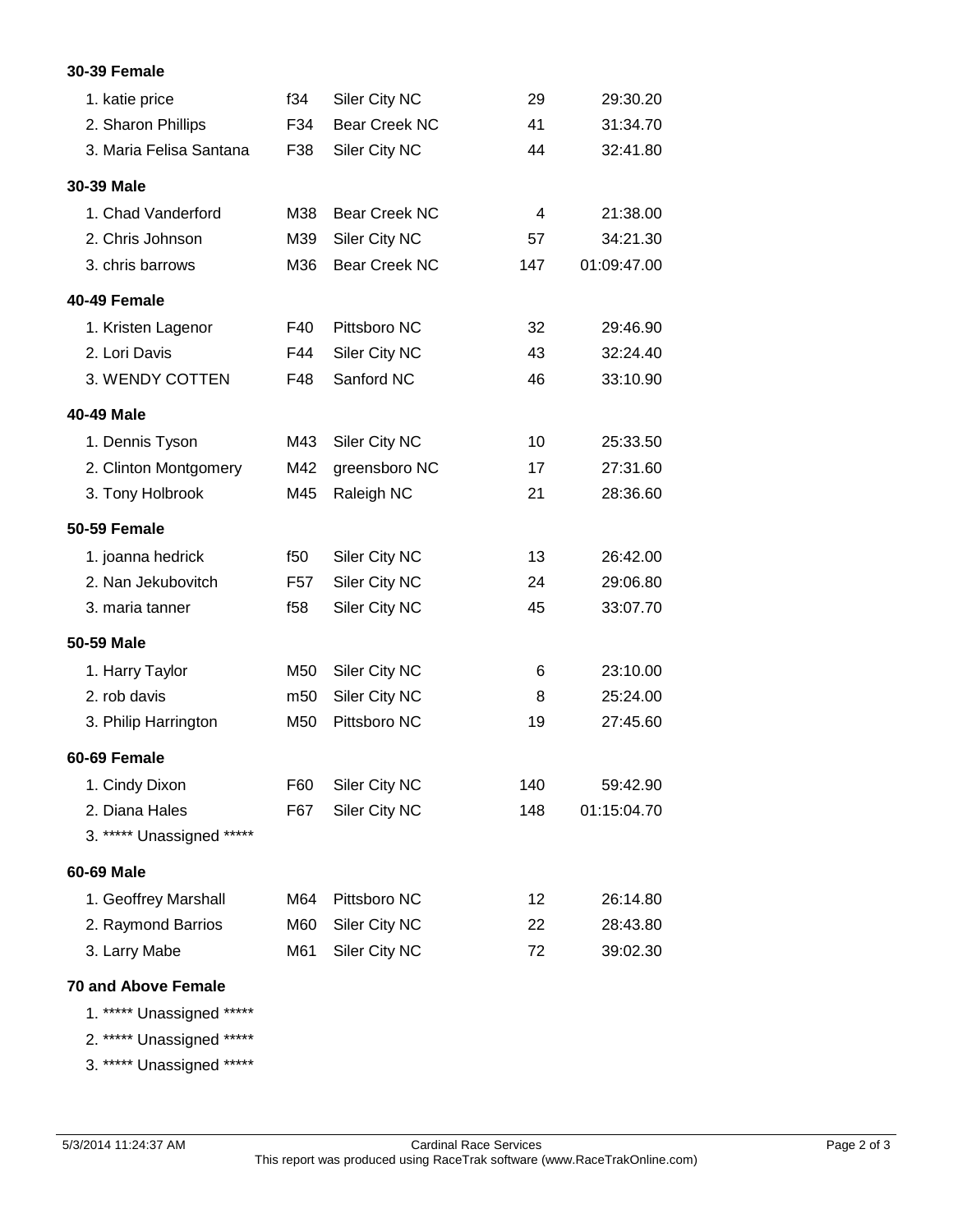**30-39 Female**

| | | | | |
|---|---|---|---|---|
| 1. katie price | f34 | Siler City NC | 29 | 29:30.20 |
| 2. Sharon Phillips | F34 | Bear Creek NC | 41 | 31:34.70 |
| 3. Maria Felisa Santana | F38 | Siler City NC | 44 | 32:41.80 |

**30-39 Male**

| | | | | |
|---|---|---|---|---|
| 1. Chad Vanderford | M38 | Bear Creek NC | 4 | 21:38.00 |
| 2. Chris Johnson | M39 | Siler City NC | 57 | 34:21.30 |
| 3. chris barrows | M36 | Bear Creek NC | 147 | 01:09:47.00 |

**40-49 Female**

| | | | | |
|---|---|---|---|---|
| 1. Kristen Lagenor | F40 | Pittsboro NC | 32 | 29:46.90 |
| 2. Lori Davis | F44 | Siler City NC | 43 | 32:24.40 |
| 3. WENDY COTTEN | F48 | Sanford NC | 46 | 33:10.90 |

**40-49 Male**

| | | | | |
|---|---|---|---|---|
| 1. Dennis Tyson | M43 | Siler City NC | 10 | 25:33.50 |
| 2. Clinton Montgomery | M42 | greensboro NC | 17 | 27:31.60 |
| 3. Tony Holbrook | M45 | Raleigh NC | 21 | 28:36.60 |

**50-59 Female**

| | | | | |
|---|---|---|---|---|
| 1. joanna hedrick | f50 | Siler City NC | 13 | 26:42.00 |
| 2. Nan Jekubovitch | F57 | Siler City NC | 24 | 29:06.80 |
| 3. maria tanner | f58 | Siler City NC | 45 | 33:07.70 |

**50-59 Male**

| | | | | |
|---|---|---|---|---|
| 1. Harry Taylor | M50 | Siler City NC | 6 | 23:10.00 |
| 2. rob davis | m50 | Siler City NC | 8 | 25:24.00 |
| 3. Philip Harrington | M50 | Pittsboro NC | 19 | 27:45.60 |

**60-69 Female**

| | | | | |
|---|---|---|---|---|
| 1. Cindy Dixon | F60 | Siler City NC | 140 | 59:42.90 |
| 2. Diana Hales | F67 | Siler City NC | 148 | 01:15:04.70 |
| 3. ***** Unassigned ***** | | | | |

**60-69 Male**

| | | | | |
|---|---|---|---|---|
| 1. Geoffrey Marshall | M64 | Pittsboro NC | 12 | 26:14.80 |
| 2. Raymond Barrios | M60 | Siler City NC | 22 | 28:43.80 |
| 3. Larry Mabe | M61 | Siler City NC | 72 | 39:02.30 |

**70 and Above Female**

1. ***** Unassigned *****
2. ***** Unassigned *****
3. ***** Unassigned *****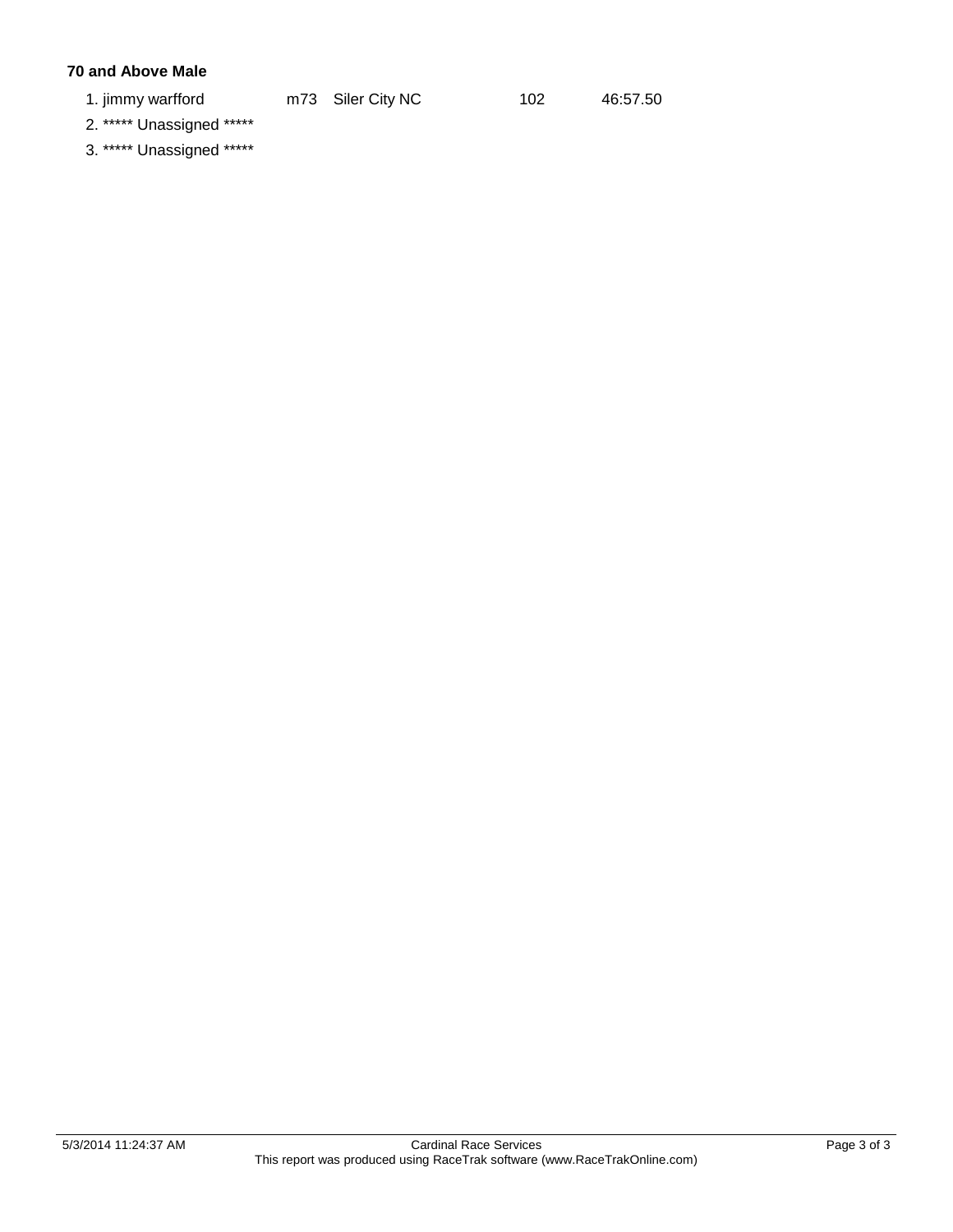**70 and Above Male**

| | | | | |
|---|---|---|---|---|
| 1. jimmy warfford | m73 | Siler City NC | 102 | 46:57.50 |
| 2. ***** Unassigned ***** | | | | |
| 3. ***** Unassigned ***** | | | | |